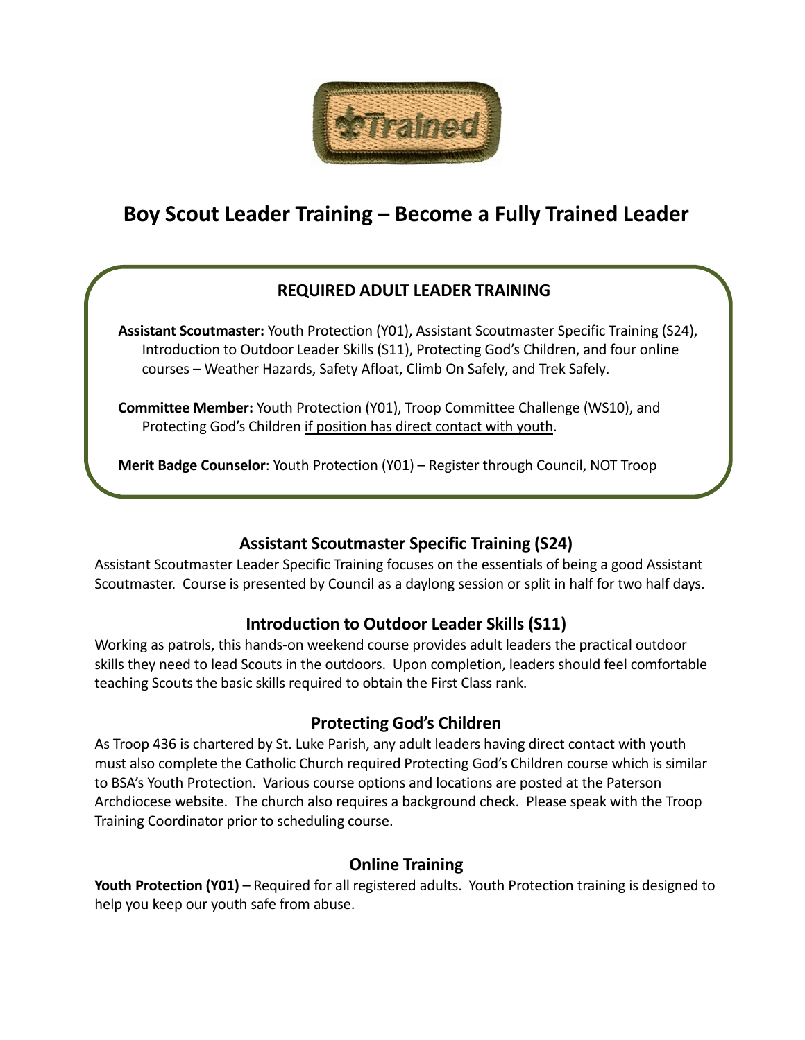# Boy Scout Leader Training – Become a Fully Trained Leader

## REQUIRED ADULT LEADER TRAINING

**Assistant Scoutmaster:** Youth Protection (Y01), Assistant Scoutmaster Specific Training (S24), Introduction to Outdoor Leader Skills (S11), Protecting God's Children, and four online courses – Weather Hazards, Safety Afloat, Climb On Safely, and Trek Safely.

**Committee Member:** Youth Protection (Y01), Troop Committee Challenge (WS10), and Protecting God's Children <u>if position has direct contact with youth</u>.

**Merit Badge Counselor**: Youth Protection (Y01) – Register through Council, NOT Troop

## Assistant Scoutmaster Specific Training (S24)

Assistant Scoutmaster Leader Specific Training focuses on the essentials of being a good Assistant Scoutmaster. Course is presented by Council as a daylong session or split in half for two half days.

## Introduction to Outdoor Leader Skills (S11)

Working as patrols, this hands-on weekend course provides adult leaders the practical outdoor skills they need to lead Scouts in the outdoors. Upon completion, leaders should feel comfortable teaching Scouts the basic skills required to obtain the First Class rank.

## Protecting God's Children

As Troop 436 is chartered by St. Luke Parish, any adult leaders having direct contact with youth must also complete the Catholic Church required Protecting God's Children course which is similar to BSA's Youth Protection. Various course options and locations are posted at the Paterson Archdiocese website. The church also requires a background check. Please speak with the Troop Training Coordinator prior to scheduling course.

## Online Training

**Youth Protection (Y01)** – Required for all registered adults. Youth Protection training is designed to help you keep our youth safe from abuse.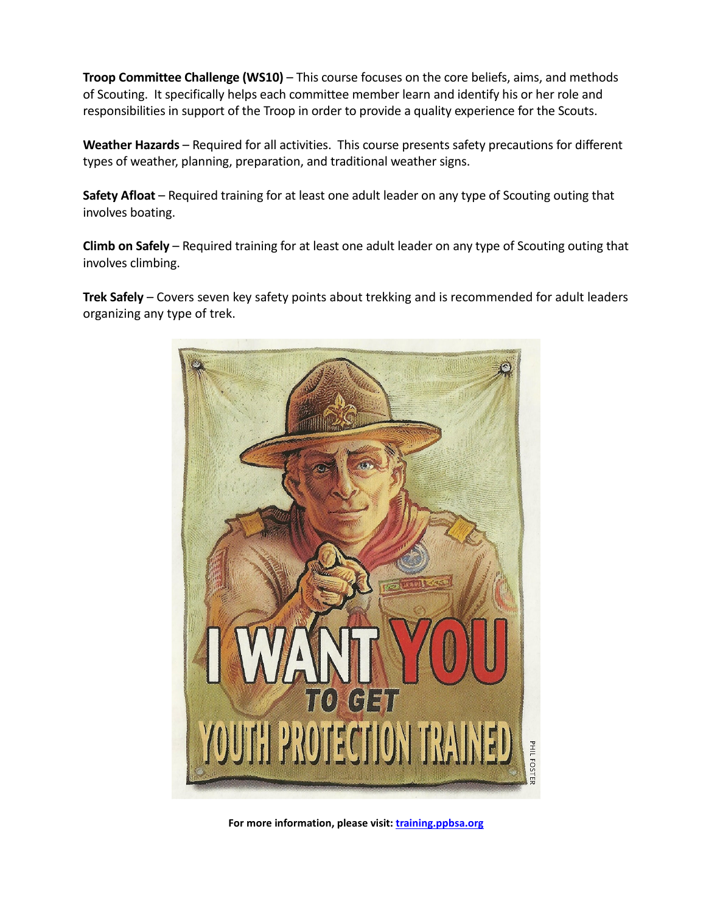**Troop Committee Challenge (WS10)** – This course focuses on the core beliefs, aims, and methods of Scouting. It specifically helps each committee member learn and identify his or her role and responsibilities in support of the Troop in order to provide a quality experience for the Scouts.

**Weather Hazards** – Required for all activities. This course presents safety precautions for different types of weather, planning, preparation, and traditional weather signs.

**Safety Afloat** – Required training for at least one adult leader on any type of Scouting outing that involves boating.

**Climb on Safely** – Required training for at least one adult leader on any type of Scouting outing that involves climbing.

**Trek Safely** – Covers seven key safety points about trekking and is recommended for adult leaders organizing any type of trek.

**For more information, please visit: [training.ppbsa.org](training.ppbsa.org)**